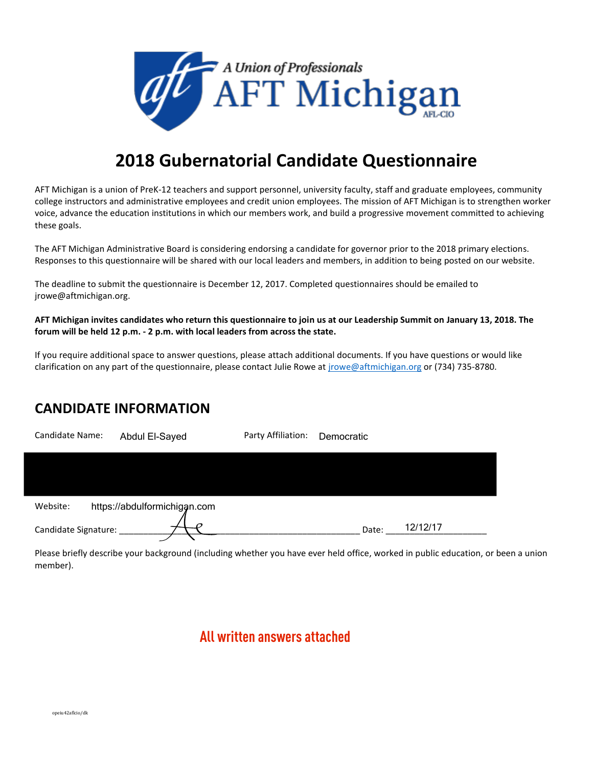A Union of Professionals
AFT Michigan
AFL-CIO

# 2018 Gubernatorial Candidate Questionnaire

AFT Michigan is a union of PreK-12 teachers and support personnel, university faculty, staff and graduate employees, community college instructors and administrative employees and credit union employees. The mission of AFT Michigan is to strengthen worker voice, advance the education institutions in which our members work, and build a progressive movement committed to achieving these goals.

The AFT Michigan Administrative Board is considering endorsing a candidate for governor prior to the 2018 primary elections. Responses to this questionnaire will be shared with our local leaders and members, in addition to being posted on our website.

The deadline to submit the questionnaire is December 12, 2017. Completed questionnaires should be emailed to jrowe@aftmichigan.org.

**AFT Michigan invites candidates who return this questionnaire to join us at our Leadership Summit on January 13, 2018. The forum will be held 12 p.m. - 2 p.m. with local leaders from across the state.**

If you require additional space to answer questions, please attach additional documents. If you have questions or would like clarification on any part of the questionnaire, please contact Julie Rowe at jrowe@aftmichigan.org or (734) 735-8780.

## CANDIDATE INFORMATION

Candidate Name: Abdul El-Sayed    Party Affiliation: Democratic

Website: https://abdulformichigan.com

Candidate Signature: [signature]    Date: 12/12/17

Please briefly describe your background (including whether you have ever held office, worked in public education, or been a union member).

All written answers attached

opeiu42aflcio/dk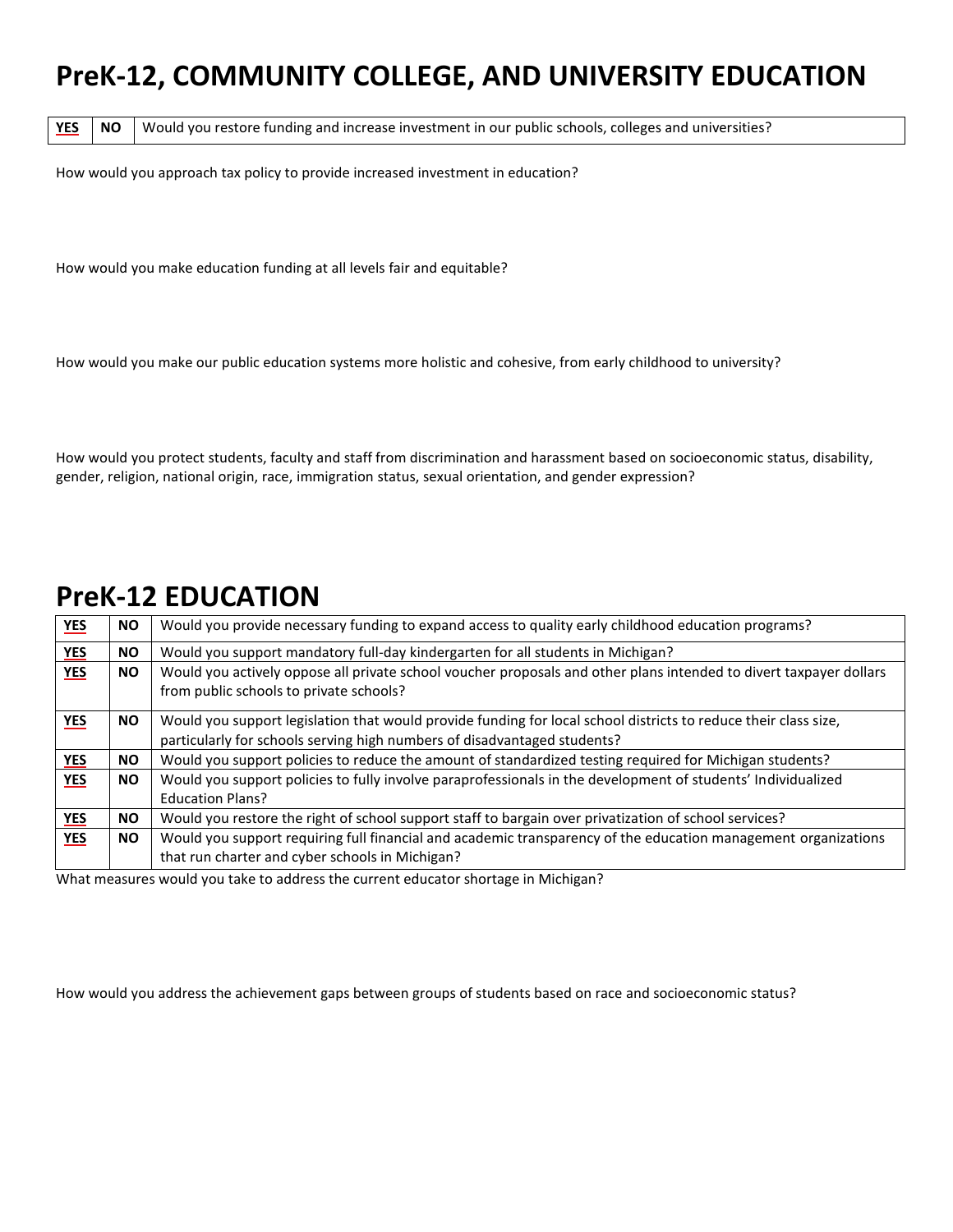# PreK-12, COMMUNITY COLLEGE, AND UNIVERSITY EDUCATION

| YES | NO | Would you restore funding and increase investment in our public schools, colleges and universities? |
|---|---|---|

How would you approach tax policy to provide increased investment in education?

How would you make education funding at all levels fair and equitable?

How would you make our public education systems more holistic and cohesive, from early childhood to university?

How would you protect students, faculty and staff from discrimination and harassment based on socioeconomic status, disability, gender, religion, national origin, race, immigration status, sexual orientation, and gender expression?

# PreK-12 EDUCATION

| YES | NO | Would you provide necessary funding to expand access to quality early childhood education programs? |
|---|---|---|
| YES | NO | Would you support mandatory full-day kindergarten for all students in Michigan? |
| YES | NO | Would you actively oppose all private school voucher proposals and other plans intended to divert taxpayer dollars from public schools to private schools? |
| YES | NO | Would you support legislation that would provide funding for local school districts to reduce their class size, particularly for schools serving high numbers of disadvantaged students? |
| YES | NO | Would you support policies to reduce the amount of standardized testing required for Michigan students? |
| YES | NO | Would you support policies to fully involve paraprofessionals in the development of students' Individualized Education Plans? |
| YES | NO | Would you restore the right of school support staff to bargain over privatization of school services? |
| YES | NO | Would you support requiring full financial and academic transparency of the education management organizations that run charter and cyber schools in Michigan? |

What measures would you take to address the current educator shortage in Michigan?

How would you address the achievement gaps between groups of students based on race and socioeconomic status?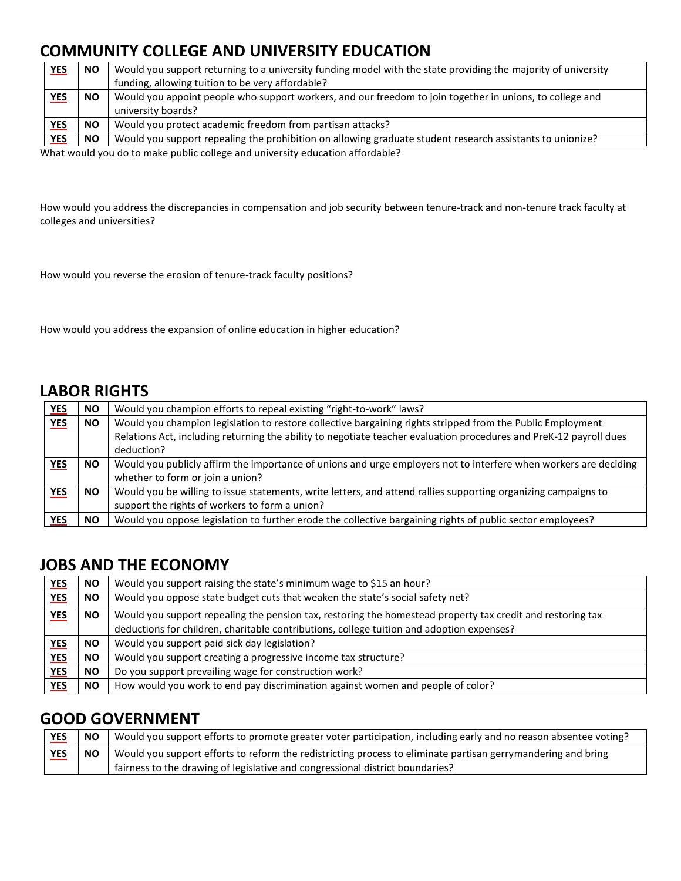## COMMUNITY COLLEGE AND UNIVERSITY EDUCATION

| | | |
|---|---|---|
| YES | NO | Would you support returning to a university funding model with the state providing the majority of university funding, allowing tuition to be very affordable? |
| YES | NO | Would you appoint people who support workers, and our freedom to join together in unions, to college and university boards? |
| YES | NO | Would you protect academic freedom from partisan attacks? |
| YES | NO | Would you support repealing the prohibition on allowing graduate student research assistants to unionize? |

What would you do to make public college and university education affordable?

How would you address the discrepancies in compensation and job security between tenure-track and non-tenure track faculty at colleges and universities?

How would you reverse the erosion of tenure-track faculty positions?

How would you address the expansion of online education in higher education?

## LABOR RIGHTS

| | | |
|---|---|---|
| YES | NO | Would you champion efforts to repeal existing “right-to-work” laws? |
| YES | NO | Would you champion legislation to restore collective bargaining rights stripped from the Public Employment Relations Act, including returning the ability to negotiate teacher evaluation procedures and PreK-12 payroll dues deduction? |
| YES | NO | Would you publicly affirm the importance of unions and urge employers not to interfere when workers are deciding whether to form or join a union? |
| YES | NO | Would you be willing to issue statements, write letters, and attend rallies supporting organizing campaigns to support the rights of workers to form a union? |
| YES | NO | Would you oppose legislation to further erode the collective bargaining rights of public sector employees? |

## JOBS AND THE ECONOMY

| | | |
|---|---|---|
| YES | NO | Would you support raising the state’s minimum wage to $15 an hour? |
| YES | NO | Would you oppose state budget cuts that weaken the state’s social safety net? |
| YES | NO | Would you support repealing the pension tax, restoring the homestead property tax credit and restoring tax deductions for children, charitable contributions, college tuition and adoption expenses? |
| YES | NO | Would you support paid sick day legislation? |
| YES | NO | Would you support creating a progressive income tax structure? |
| YES | NO | Do you support prevailing wage for construction work? |
| YES | NO | How would you work to end pay discrimination against women and people of color? |

## GOOD GOVERNMENT

| | | |
|---|---|---|
| YES | NO | Would you support efforts to promote greater voter participation, including early and no reason absentee voting? |
| YES | NO | Would you support efforts to reform the redistricting process to eliminate partisan gerrymandering and bring fairness to the drawing of legislative and congressional district boundaries? |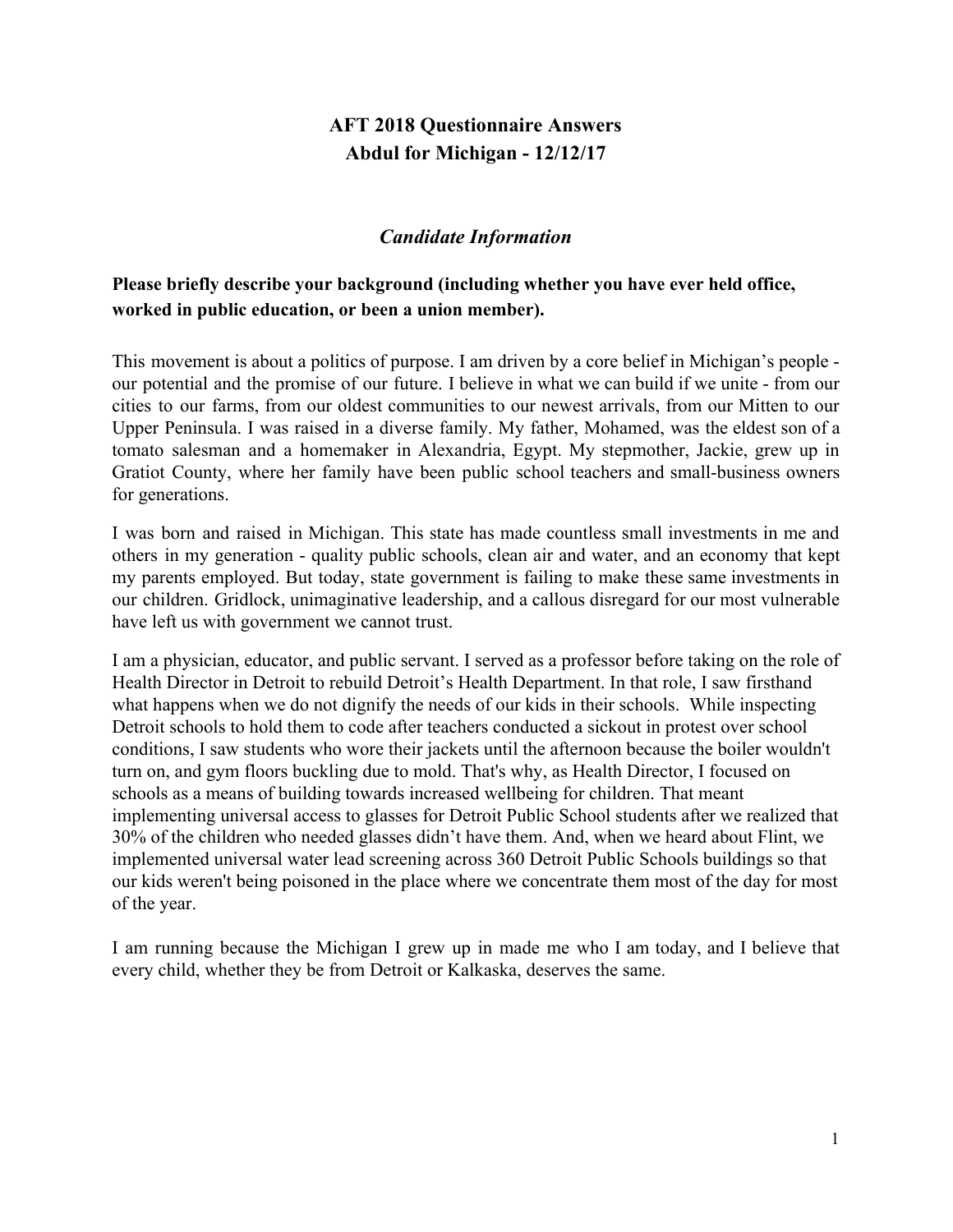# AFT 2018 Questionnaire Answers
# Abdul for Michigan - 12/12/17

## *Candidate Information*

### Please briefly describe your background (including whether you have ever held office, worked in public education, or been a union member).

This movement is about a politics of purpose. I am driven by a core belief in Michigan's people - our potential and the promise of our future. I believe in what we can build if we unite - from our cities to our farms, from our oldest communities to our newest arrivals, from our Mitten to our Upper Peninsula. I was raised in a diverse family. My father, Mohamed, was the eldest son of a tomato salesman and a homemaker in Alexandria, Egypt. My stepmother, Jackie, grew up in Gratiot County, where her family have been public school teachers and small-business owners for generations.

I was born and raised in Michigan. This state has made countless small investments in me and others in my generation - quality public schools, clean air and water, and an economy that kept my parents employed. But today, state government is failing to make these same investments in our children. Gridlock, unimaginative leadership, and a callous disregard for our most vulnerable have left us with government we cannot trust.

I am a physician, educator, and public servant. I served as a professor before taking on the role of Health Director in Detroit to rebuild Detroit's Health Department. In that role, I saw firsthand what happens when we do not dignify the needs of our kids in their schools. While inspecting Detroit schools to hold them to code after teachers conducted a sickout in protest over school conditions, I saw students who wore their jackets until the afternoon because the boiler wouldn't turn on, and gym floors buckling due to mold. That's why, as Health Director, I focused on schools as a means of building towards increased wellbeing for children. That meant implementing universal access to glasses for Detroit Public School students after we realized that 30% of the children who needed glasses didn't have them. And, when we heard about Flint, we implemented universal water lead screening across 360 Detroit Public Schools buildings so that our kids weren't being poisoned in the place where we concentrate them most of the day for most of the year.

I am running because the Michigan I grew up in made me who I am today, and I believe that every child, whether they be from Detroit or Kalkaska, deserves the same.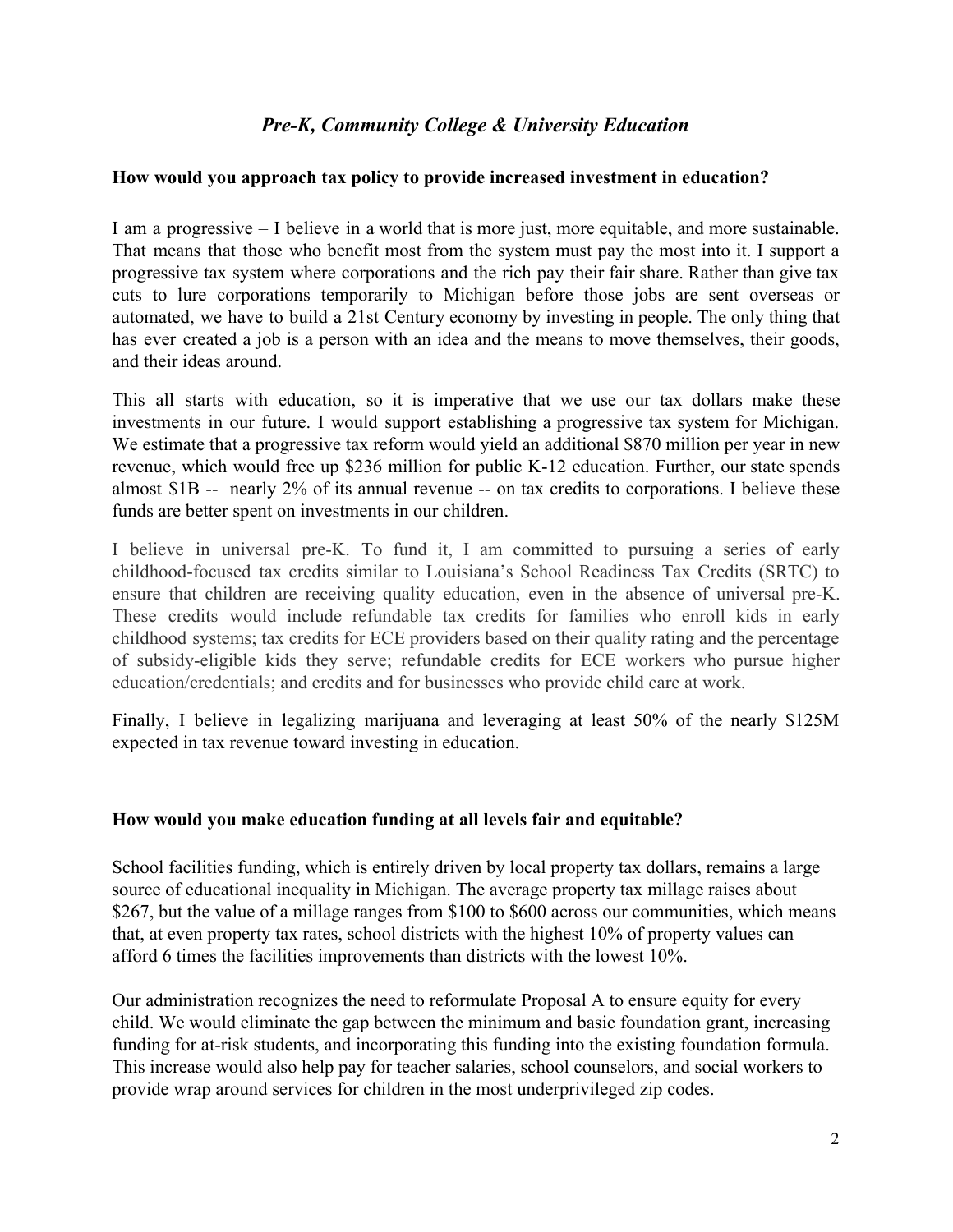## *Pre-K, Community College & University Education*

**How would you approach tax policy to provide increased investment in education?**

I am a progressive – I believe in a world that is more just, more equitable, and more sustainable. That means that those who benefit most from the system must pay the most into it. I support a progressive tax system where corporations and the rich pay their fair share. Rather than give tax cuts to lure corporations temporarily to Michigan before those jobs are sent overseas or automated, we have to build a 21st Century economy by investing in people. The only thing that has ever created a job is a person with an idea and the means to move themselves, their goods, and their ideas around.

This all starts with education, so it is imperative that we use our tax dollars make these investments in our future. I would support establishing a progressive tax system for Michigan. We estimate that a progressive tax reform would yield an additional $870 million per year in new revenue, which would free up $236 million for public K-12 education. Further, our state spends almost $1B -- nearly 2% of its annual revenue -- on tax credits to corporations. I believe these funds are better spent on investments in our children.

I believe in universal pre-K. To fund it, I am committed to pursuing a series of early childhood-focused tax credits similar to Louisiana's School Readiness Tax Credits (SRTC) to ensure that children are receiving quality education, even in the absence of universal pre-K. These credits would include refundable tax credits for families who enroll kids in early childhood systems; tax credits for ECE providers based on their quality rating and the percentage of subsidy-eligible kids they serve; refundable credits for ECE workers who pursue higher education/credentials; and credits and for businesses who provide child care at work.

Finally, I believe in legalizing marijuana and leveraging at least 50% of the nearly $125M expected in tax revenue toward investing in education.

**How would you make education funding at all levels fair and equitable?**

School facilities funding, which is entirely driven by local property tax dollars, remains a large source of educational inequality in Michigan. The average property tax millage raises about $267, but the value of a millage ranges from $100 to $600 across our communities, which means that, at even property tax rates, school districts with the highest 10% of property values can afford 6 times the facilities improvements than districts with the lowest 10%.

Our administration recognizes the need to reformulate Proposal A to ensure equity for every child. We would eliminate the gap between the minimum and basic foundation grant, increasing funding for at-risk students, and incorporating this funding into the existing foundation formula. This increase would also help pay for teacher salaries, school counselors, and social workers to provide wrap around services for children in the most underprivileged zip codes.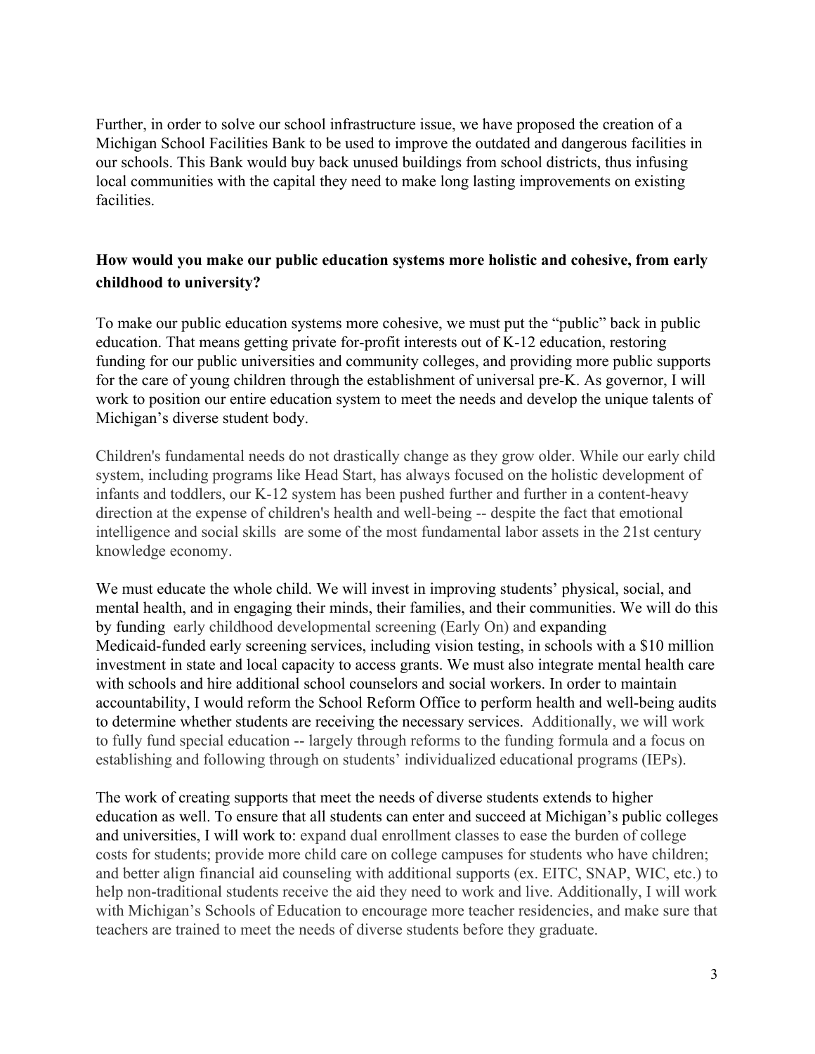Further, in order to solve our school infrastructure issue, we have proposed the creation of a Michigan School Facilities Bank to be used to improve the outdated and dangerous facilities in our schools. This Bank would buy back unused buildings from school districts, thus infusing local communities with the capital they need to make long lasting improvements on existing facilities.

### How would you make our public education systems more holistic and cohesive, from early childhood to university?

To make our public education systems more cohesive, we must put the "public" back in public education. That means getting private for-profit interests out of K-12 education, restoring funding for our public universities and community colleges, and providing more public supports for the care of young children through the establishment of universal pre-K. As governor, I will work to position our entire education system to meet the needs and develop the unique talents of Michigan's diverse student body.

Children's fundamental needs do not drastically change as they grow older. While our early child system, including programs like Head Start, has always focused on the holistic development of infants and toddlers, our K-12 system has been pushed further and further in a content-heavy direction at the expense of children's health and well-being -- despite the fact that emotional intelligence and social skills are some of the most fundamental labor assets in the 21st century knowledge economy.

We must educate the whole child. We will invest in improving students' physical, social, and mental health, and in engaging their minds, their families, and their communities. We will do this by funding early childhood developmental screening (Early On) and expanding Medicaid-funded early screening services, including vision testing, in schools with a $10 million investment in state and local capacity to access grants. We must also integrate mental health care with schools and hire additional school counselors and social workers. In order to maintain accountability, I would reform the School Reform Office to perform health and well-being audits to determine whether students are receiving the necessary services. Additionally, we will work to fully fund special education -- largely through reforms to the funding formula and a focus on establishing and following through on students' individualized educational programs (IEPs).

The work of creating supports that meet the needs of diverse students extends to higher education as well. To ensure that all students can enter and succeed at Michigan's public colleges and universities, I will work to: expand dual enrollment classes to ease the burden of college costs for students; provide more child care on college campuses for students who have children; and better align financial aid counseling with additional supports (ex. EITC, SNAP, WIC, etc.) to help non-traditional students receive the aid they need to work and live. Additionally, I will work with Michigan's Schools of Education to encourage more teacher residencies, and make sure that teachers are trained to meet the needs of diverse students before they graduate.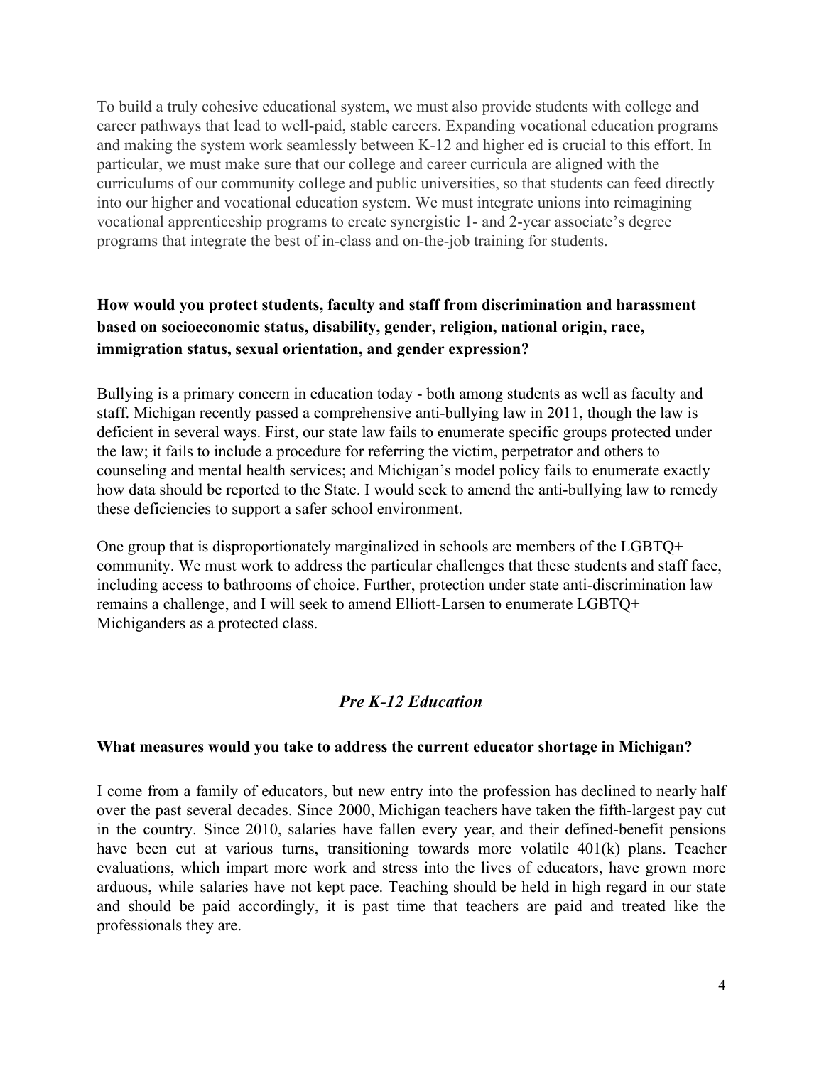To build a truly cohesive educational system, we must also provide students with college and career pathways that lead to well-paid, stable careers. Expanding vocational education programs and making the system work seamlessly between K-12 and higher ed is crucial to this effort. In particular, we must make sure that our college and career curricula are aligned with the curriculums of our community college and public universities, so that students can feed directly into our higher and vocational education system. We must integrate unions into reimagining vocational apprenticeship programs to create synergistic 1- and 2-year associate's degree programs that integrate the best of in-class and on-the-job training for students.

**How would you protect students, faculty and staff from discrimination and harassment based on socioeconomic status, disability, gender, religion, national origin, race, immigration status, sexual orientation, and gender expression?**

Bullying is a primary concern in education today - both among students as well as faculty and staff. Michigan recently passed a comprehensive anti-bullying law in 2011, though the law is deficient in several ways. First, our state law fails to enumerate specific groups protected under the law; it fails to include a procedure for referring the victim, perpetrator and others to counseling and mental health services; and Michigan's model policy fails to enumerate exactly how data should be reported to the State. I would seek to amend the anti-bullying law to remedy these deficiencies to support a safer school environment.

One group that is disproportionately marginalized in schools are members of the LGBTQ+ community. We must work to address the particular challenges that these students and staff face, including access to bathrooms of choice. Further, protection under state anti-discrimination law remains a challenge, and I will seek to amend Elliott-Larsen to enumerate LGBTQ+ Michiganders as a protected class.

## *Pre K-12 Education*

**What measures would you take to address the current educator shortage in Michigan?**

I come from a family of educators, but new entry into the profession has declined to nearly half over the past several decades. Since 2000, Michigan teachers have taken the fifth-largest pay cut in the country. Since 2010, salaries have fallen every year, and their defined-benefit pensions have been cut at various turns, transitioning towards more volatile 401(k) plans. Teacher evaluations, which impart more work and stress into the lives of educators, have grown more arduous, while salaries have not kept pace. Teaching should be held in high regard in our state and should be paid accordingly, it is past time that teachers are paid and treated like the professionals they are.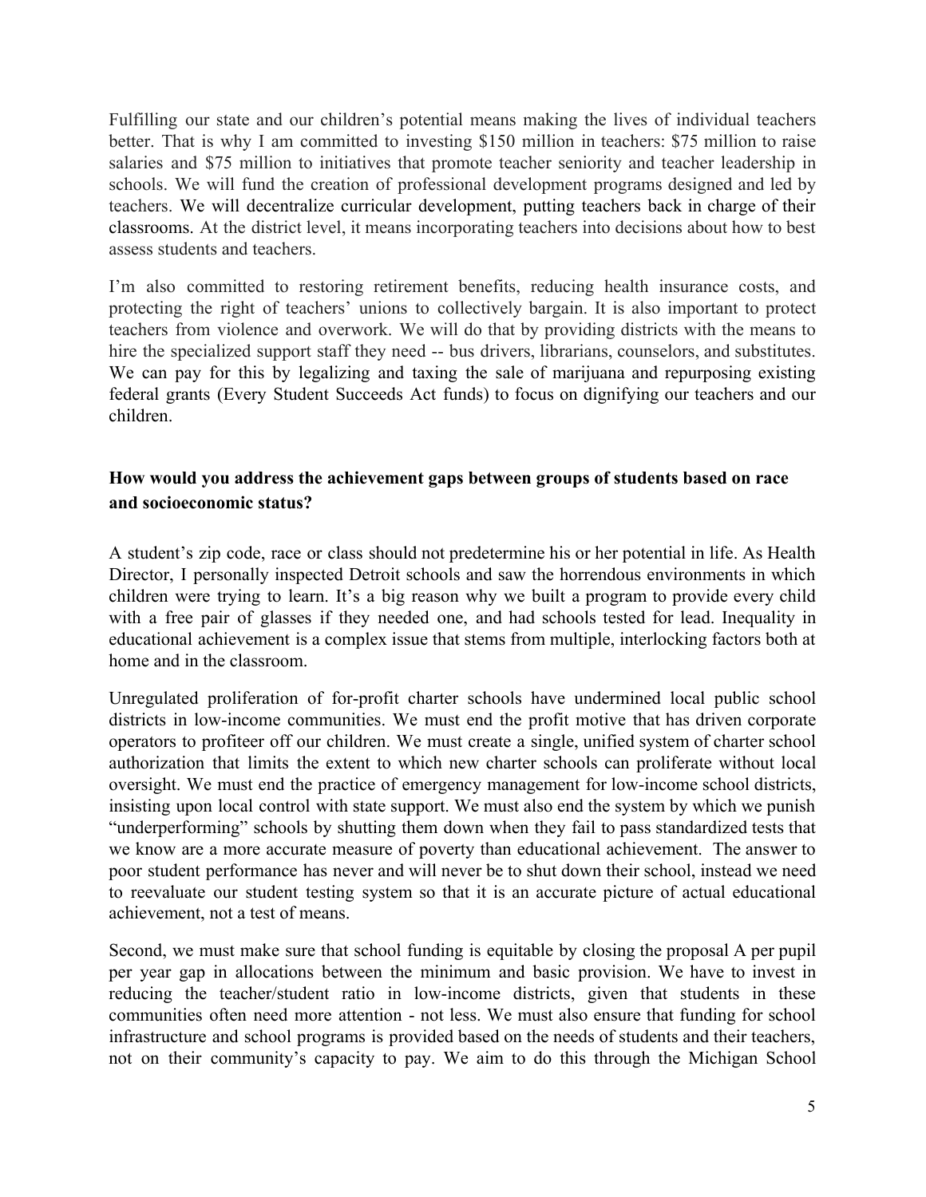Fulfilling our state and our children's potential means making the lives of individual teachers better. That is why I am committed to investing $150 million in teachers: $75 million to raise salaries and $75 million to initiatives that promote teacher seniority and teacher leadership in schools. We will fund the creation of professional development programs designed and led by teachers. We will decentralize curricular development, putting teachers back in charge of their classrooms. At the district level, it means incorporating teachers into decisions about how to best assess students and teachers.

I'm also committed to restoring retirement benefits, reducing health insurance costs, and protecting the right of teachers' unions to collectively bargain. It is also important to protect teachers from violence and overwork. We will do that by providing districts with the means to hire the specialized support staff they need -- bus drivers, librarians, counselors, and substitutes. We can pay for this by legalizing and taxing the sale of marijuana and repurposing existing federal grants (Every Student Succeeds Act funds) to focus on dignifying our teachers and our children.

**How would you address the achievement gaps between groups of students based on race and socioeconomic status?**

A student's zip code, race or class should not predetermine his or her potential in life. As Health Director, I personally inspected Detroit schools and saw the horrendous environments in which children were trying to learn. It's a big reason why we built a program to provide every child with a free pair of glasses if they needed one, and had schools tested for lead. Inequality in educational achievement is a complex issue that stems from multiple, interlocking factors both at home and in the classroom.

Unregulated proliferation of for-profit charter schools have undermined local public school districts in low-income communities. We must end the profit motive that has driven corporate operators to profiteer off our children. We must create a single, unified system of charter school authorization that limits the extent to which new charter schools can proliferate without local oversight. We must end the practice of emergency management for low-income school districts, insisting upon local control with state support. We must also end the system by which we punish "underperforming" schools by shutting them down when they fail to pass standardized tests that we know are a more accurate measure of poverty than educational achievement. The answer to poor student performance has never and will never be to shut down their school, instead we need to reevaluate our student testing system so that it is an accurate picture of actual educational achievement, not a test of means.

Second, we must make sure that school funding is equitable by closing the proposal A per pupil per year gap in allocations between the minimum and basic provision. We have to invest in reducing the teacher/student ratio in low-income districts, given that students in these communities often need more attention - not less. We must also ensure that funding for school infrastructure and school programs is provided based on the needs of students and their teachers, not on their community's capacity to pay. We aim to do this through the Michigan School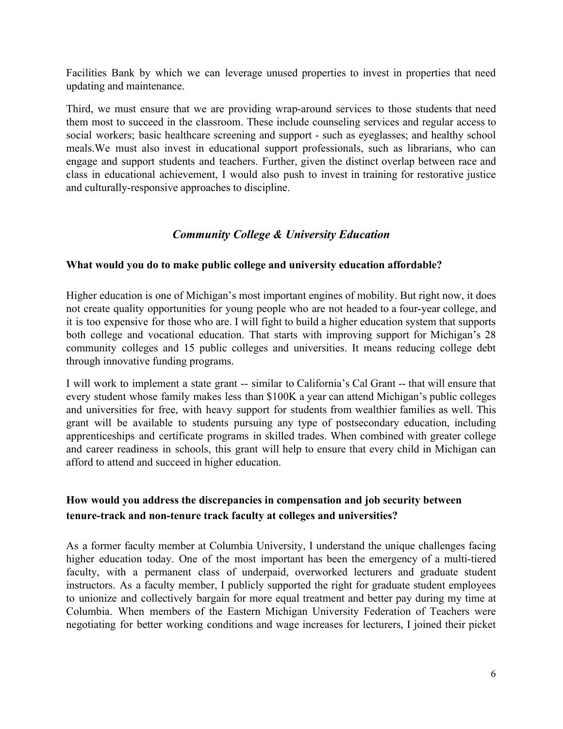Facilities Bank by which we can leverage unused properties to invest in properties that need updating and maintenance.

Third, we must ensure that we are providing wrap-around services to those students that need them most to succeed in the classroom. These include counseling services and regular access to social workers; basic healthcare screening and support - such as eyeglasses; and healthy school meals.We must also invest in educational support professionals, such as librarians, who can engage and support students and teachers. Further, given the distinct overlap between race and class in educational achievement, I would also push to invest in training for restorative justice and culturally-responsive approaches to discipline.

## *Community College & University Education*

**What would you do to make public college and university education affordable?**

Higher education is one of Michigan's most important engines of mobility. But right now, it does not create quality opportunities for young people who are not headed to a four-year college, and it is too expensive for those who are. I will fight to build a higher education system that supports both college and vocational education. That starts with improving support for Michigan's 28 community colleges and 15 public colleges and universities. It means reducing college debt through innovative funding programs.

I will work to implement a state grant -- similar to California's Cal Grant -- that will ensure that every student whose family makes less than $100K a year can attend Michigan's public colleges and universities for free, with heavy support for students from wealthier families as well. This grant will be available to students pursuing any type of postsecondary education, including apprenticeships and certificate programs in skilled trades. When combined with greater college and career readiness in schools, this grant will help to ensure that every child in Michigan can afford to attend and succeed in higher education.

**How would you address the discrepancies in compensation and job security between tenure-track and non-tenure track faculty at colleges and universities?**

As a former faculty member at Columbia University, I understand the unique challenges facing higher education today. One of the most important has been the emergency of a multi-tiered faculty, with a permanent class of underpaid, overworked lecturers and graduate student instructors. As a faculty member, I publicly supported the right for graduate student employees to unionize and collectively bargain for more equal treatment and better pay during my time at Columbia. When members of the Eastern Michigan University Federation of Teachers were negotiating for better working conditions and wage increases for lecturers, I joined their picket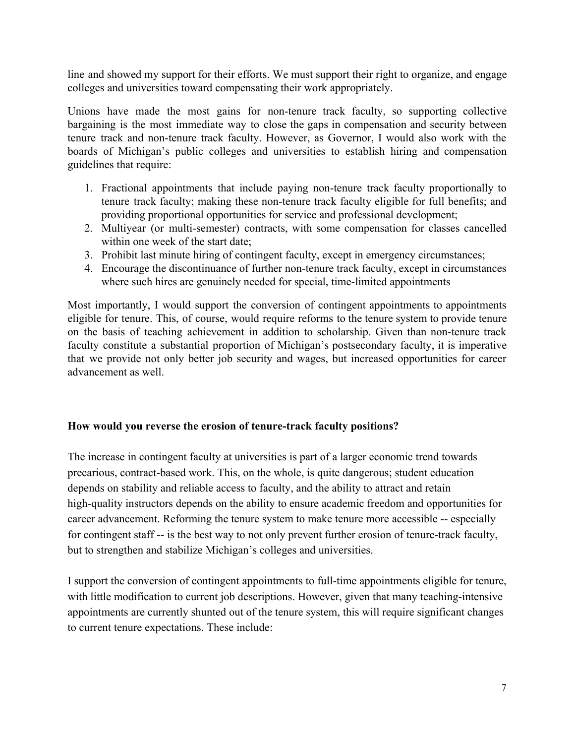line and showed my support for their efforts. We must support their right to organize, and engage colleges and universities toward compensating their work appropriately.

Unions have made the most gains for non-tenure track faculty, so supporting collective bargaining is the most immediate way to close the gaps in compensation and security between tenure track and non-tenure track faculty. However, as Governor, I would also work with the boards of Michigan's public colleges and universities to establish hiring and compensation guidelines that require:

1. Fractional appointments that include paying non-tenure track faculty proportionally to tenure track faculty; making these non-tenure track faculty eligible for full benefits; and providing proportional opportunities for service and professional development;
2. Multiyear (or multi-semester) contracts, with some compensation for classes cancelled within one week of the start date;
3. Prohibit last minute hiring of contingent faculty, except in emergency circumstances;
4. Encourage the discontinuance of further non-tenure track faculty, except in circumstances where such hires are genuinely needed for special, time-limited appointments

Most importantly, I would support the conversion of contingent appointments to appointments eligible for tenure. This, of course, would require reforms to the tenure system to provide tenure on the basis of teaching achievement in addition to scholarship. Given than non-tenure track faculty constitute a substantial proportion of Michigan's postsecondary faculty, it is imperative that we provide not only better job security and wages, but increased opportunities for career advancement as well.

**How would you reverse the erosion of tenure-track faculty positions?**

The increase in contingent faculty at universities is part of a larger economic trend towards precarious, contract-based work. This, on the whole, is quite dangerous; student education depends on stability and reliable access to faculty, and the ability to attract and retain high-quality instructors depends on the ability to ensure academic freedom and opportunities for career advancement. Reforming the tenure system to make tenure more accessible -- especially for contingent staff -- is the best way to not only prevent further erosion of tenure-track faculty, but to strengthen and stabilize Michigan's colleges and universities.

I support the conversion of contingent appointments to full-time appointments eligible for tenure, with little modification to current job descriptions. However, given that many teaching-intensive appointments are currently shunted out of the tenure system, this will require significant changes to current tenure expectations. These include: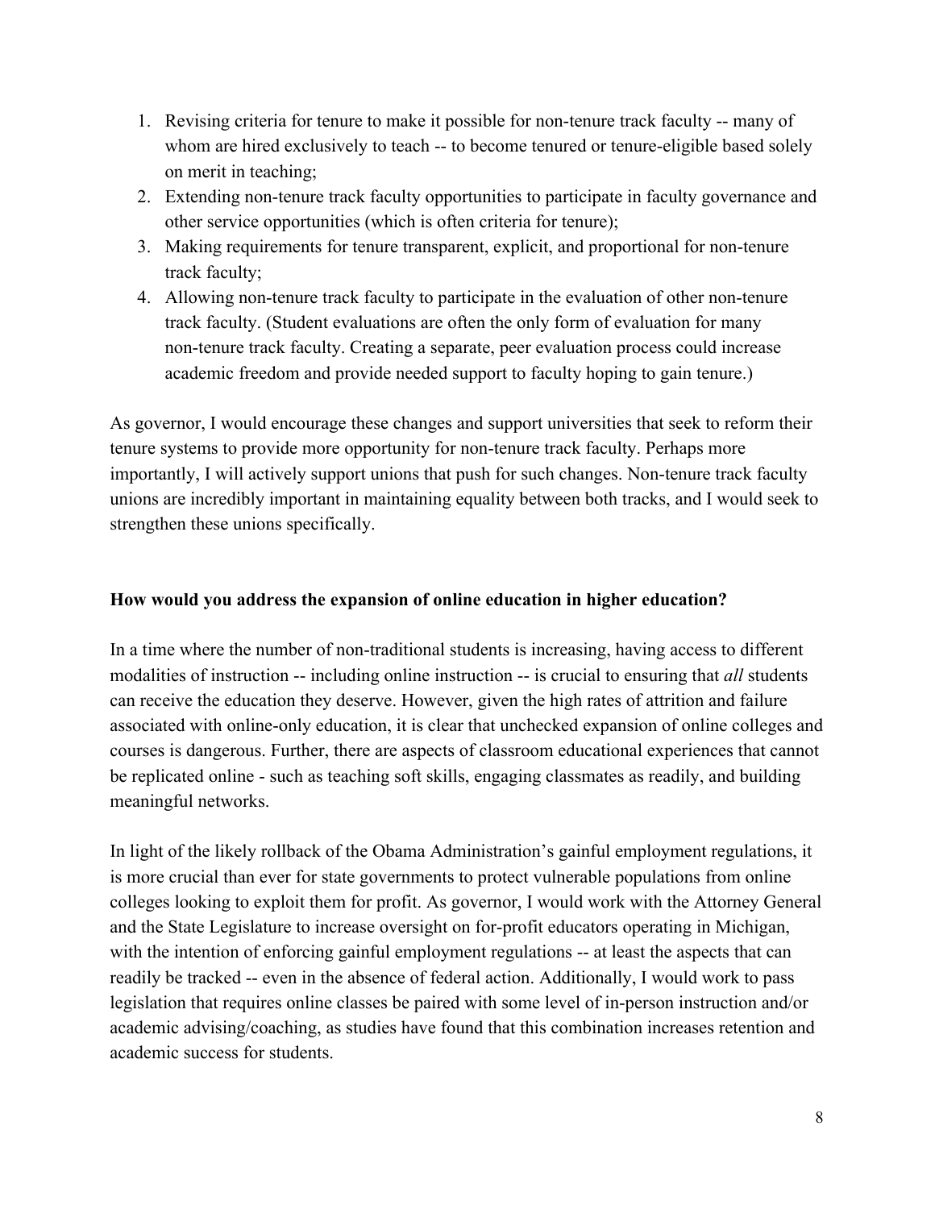1. Revising criteria for tenure to make it possible for non-tenure track faculty -- many of whom are hired exclusively to teach -- to become tenured or tenure-eligible based solely on merit in teaching;
2. Extending non-tenure track faculty opportunities to participate in faculty governance and other service opportunities (which is often criteria for tenure);
3. Making requirements for tenure transparent, explicit, and proportional for non-tenure track faculty;
4. Allowing non-tenure track faculty to participate in the evaluation of other non-tenure track faculty. (Student evaluations are often the only form of evaluation for many non-tenure track faculty. Creating a separate, peer evaluation process could increase academic freedom and provide needed support to faculty hoping to gain tenure.)

As governor, I would encourage these changes and support universities that seek to reform their tenure systems to provide more opportunity for non-tenure track faculty. Perhaps more importantly, I will actively support unions that push for such changes. Non-tenure track faculty unions are incredibly important in maintaining equality between both tracks, and I would seek to strengthen these unions specifically.

**How would you address the expansion of online education in higher education?**

In a time where the number of non-traditional students is increasing, having access to different modalities of instruction -- including online instruction -- is crucial to ensuring that *all* students can receive the education they deserve. However, given the high rates of attrition and failure associated with online-only education, it is clear that unchecked expansion of online colleges and courses is dangerous. Further, there are aspects of classroom educational experiences that cannot be replicated online - such as teaching soft skills, engaging classmates as readily, and building meaningful networks.

In light of the likely rollback of the Obama Administration's gainful employment regulations, it is more crucial than ever for state governments to protect vulnerable populations from online colleges looking to exploit them for profit. As governor, I would work with the Attorney General and the State Legislature to increase oversight on for-profit educators operating in Michigan, with the intention of enforcing gainful employment regulations -- at least the aspects that can readily be tracked -- even in the absence of federal action. Additionally, I would work to pass legislation that requires online classes be paired with some level of in-person instruction and/or academic advising/coaching, as studies have found that this combination increases retention and academic success for students.